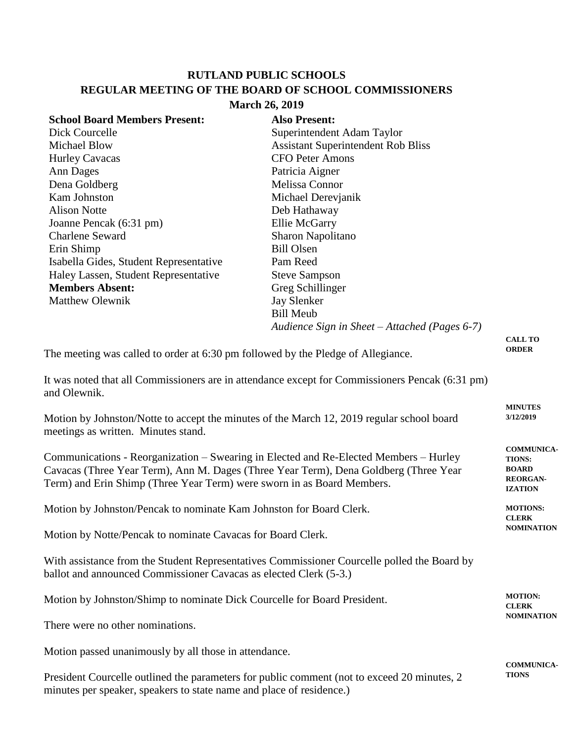# RUTLAND PUBLIC SCHOOLS
## REGULAR MEETING OF THE BOARD OF SCHOOL COMMISSIONERS
### March 26, 2019

**School Board Members Present:**
Dick Courcelle
Michael Blow
Hurley Cavacas
Ann Dages
Dena Goldberg
Kam Johnston
Alison Notte
Joanne Pencak (6:31 pm)
Charlene Seward
Erin Shimp
Isabella Gides, Student Representative
Haley Lassen, Student Representative

**Members Absent:**
Matthew Olewnik

**Also Present:**
Superintendent Adam Taylor
Assistant Superintendent Rob Bliss
CFO Peter Amons
Patricia Aigner
Melissa Connor
Michael Derevjanik
Deb Hathaway
Ellie McGarry
Sharon Napolitano
Bill Olsen
Pam Reed
Steve Sampson
Greg Schillinger
Jay Slenker
Bill Meub
*Audience Sign in Sheet – Attached (Pages 6-7)*

**CALL TO ORDER**

The meeting was called to order at 6:30 pm followed by the Pledge of Allegiance.

It was noted that all Commissioners are in attendance except for Commissioners Pencak (6:31 pm) and Olewnik.

**MINUTES 3/12/2019**

Motion by Johnston/Notte to accept the minutes of the March 12, 2019 regular school board meetings as written. Minutes stand.

**COMMUNICATIONS: BOARD REORGANIZATION**

Communications - Reorganization – Swearing in Elected and Re-Elected Members – Hurley Cavacas (Three Year Term), Ann M. Dages (Three Year Term), Dena Goldberg (Three Year Term) and Erin Shimp (Three Year Term) were sworn in as Board Members.

**MOTIONS: CLERK NOMINATION**

Motion by Johnston/Pencak to nominate Kam Johnston for Board Clerk.

Motion by Notte/Pencak to nominate Cavacas for Board Clerk.

With assistance from the Student Representatives Commissioner Courcelle polled the Board by ballot and announced Commissioner Cavacas as elected Clerk (5-3.)

**MOTION: CLERK NOMINATION**

Motion by Johnston/Shimp to nominate Dick Courcelle for Board President.

There were no other nominations.

Motion passed unanimously by all those in attendance.

**COMMUNICATIONS**

President Courcelle outlined the parameters for public comment (not to exceed 20 minutes, 2 minutes per speaker, speakers to state name and place of residence.)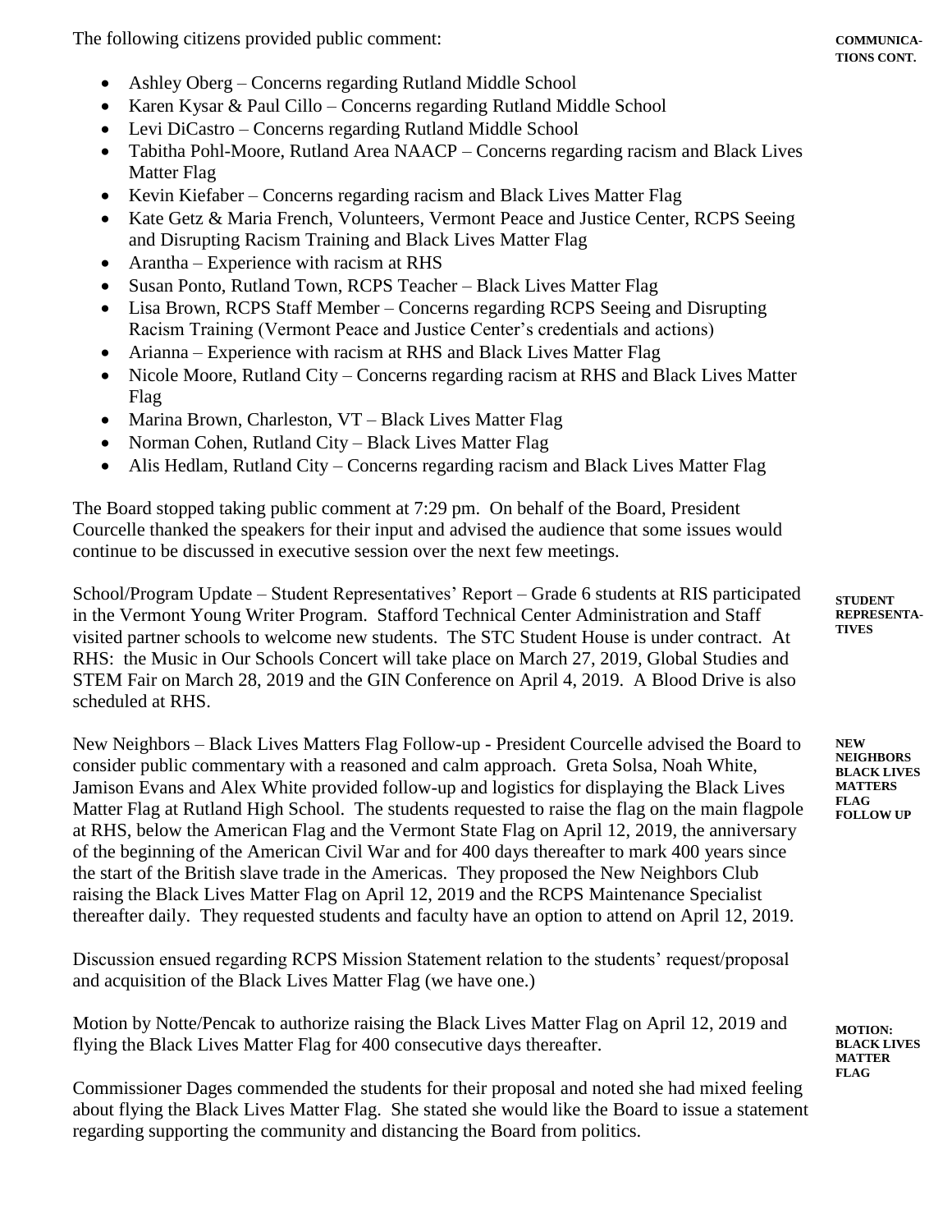**COMMUNICATIONS CONT.**

The following citizens provided public comment:

- Ashley Oberg – Concerns regarding Rutland Middle School
- Karen Kysar & Paul Cillo – Concerns regarding Rutland Middle School
- Levi DiCastro – Concerns regarding Rutland Middle School
- Tabitha Pohl-Moore, Rutland Area NAACP – Concerns regarding racism and Black Lives Matter Flag
- Kevin Kiefaber – Concerns regarding racism and Black Lives Matter Flag
- Kate Getz & Maria French, Volunteers, Vermont Peace and Justice Center, RCPS Seeing and Disrupting Racism Training and Black Lives Matter Flag
- Arantha – Experience with racism at RHS
- Susan Ponto, Rutland Town, RCPS Teacher – Black Lives Matter Flag
- Lisa Brown, RCPS Staff Member – Concerns regarding RCPS Seeing and Disrupting Racism Training (Vermont Peace and Justice Center's credentials and actions)
- Arianna – Experience with racism at RHS and Black Lives Matter Flag
- Nicole Moore, Rutland City – Concerns regarding racism at RHS and Black Lives Matter Flag
- Marina Brown, Charleston, VT – Black Lives Matter Flag
- Norman Cohen, Rutland City – Black Lives Matter Flag
- Alis Hedlam, Rutland City – Concerns regarding racism and Black Lives Matter Flag

The Board stopped taking public comment at 7:29 pm. On behalf of the Board, President Courcelle thanked the speakers for their input and advised the audience that some issues would continue to be discussed in executive session over the next few meetings.

**STUDENT REPRESENTATIVES**

School/Program Update – Student Representatives' Report – Grade 6 students at RIS participated in the Vermont Young Writer Program. Stafford Technical Center Administration and Staff visited partner schools to welcome new students. The STC Student House is under contract. At RHS: the Music in Our Schools Concert will take place on March 27, 2019, Global Studies and STEM Fair on March 28, 2019 and the GIN Conference on April 4, 2019. A Blood Drive is also scheduled at RHS.

**NEW NEIGHBORS BLACK LIVES MATTERS FLAG FOLLOW UP**

New Neighbors – Black Lives Matters Flag Follow-up - President Courcelle advised the Board to consider public commentary with a reasoned and calm approach. Greta Solsa, Noah White, Jamison Evans and Alex White provided follow-up and logistics for displaying the Black Lives Matter Flag at Rutland High School. The students requested to raise the flag on the main flagpole at RHS, below the American Flag and the Vermont State Flag on April 12, 2019, the anniversary of the beginning of the American Civil War and for 400 days thereafter to mark 400 years since the start of the British slave trade in the Americas. They proposed the New Neighbors Club raising the Black Lives Matter Flag on April 12, 2019 and the RCPS Maintenance Specialist thereafter daily. They requested students and faculty have an option to attend on April 12, 2019.

Discussion ensued regarding RCPS Mission Statement relation to the students' request/proposal and acquisition of the Black Lives Matter Flag (we have one.)

**MOTION: BLACK LIVES MATTER FLAG**

Motion by Notte/Pencak to authorize raising the Black Lives Matter Flag on April 12, 2019 and flying the Black Lives Matter Flag for 400 consecutive days thereafter.

Commissioner Dages commended the students for their proposal and noted she had mixed feeling about flying the Black Lives Matter Flag. She stated she would like the Board to issue a statement regarding supporting the community and distancing the Board from politics.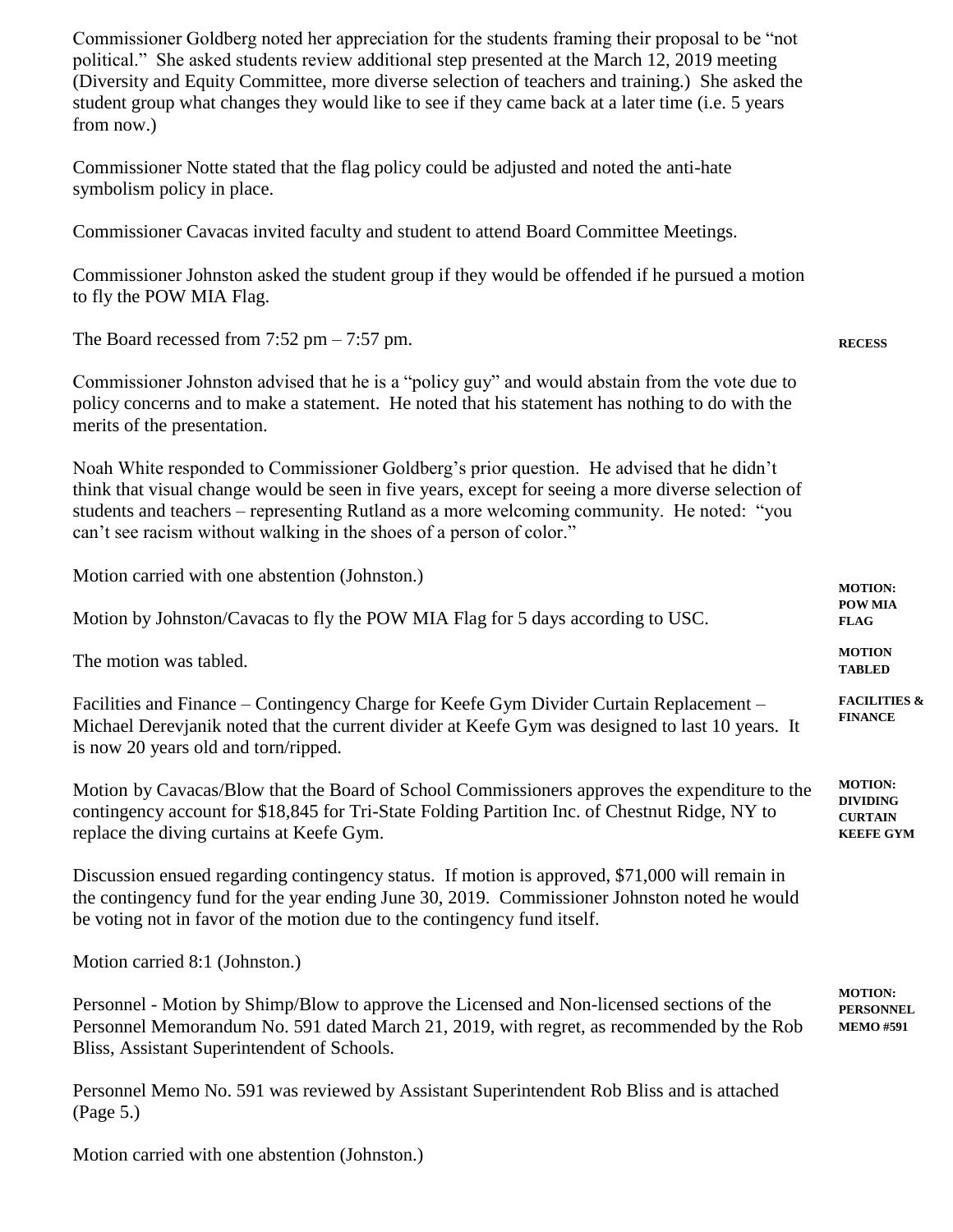Commissioner Goldberg noted her appreciation for the students framing their proposal to be "not political." She asked students review additional step presented at the March 12, 2019 meeting (Diversity and Equity Committee, more diverse selection of teachers and training.) She asked the student group what changes they would like to see if they came back at a later time (i.e. 5 years from now.)

Commissioner Notte stated that the flag policy could be adjusted and noted the anti-hate symbolism policy in place.

Commissioner Cavacas invited faculty and student to attend Board Committee Meetings.

Commissioner Johnston asked the student group if they would be offended if he pursued a motion to fly the POW MIA Flag.

**RECESS**

The Board recessed from 7:52 pm – 7:57 pm.

Commissioner Johnston advised that he is a "policy guy" and would abstain from the vote due to policy concerns and to make a statement. He noted that his statement has nothing to do with the merits of the presentation.

Noah White responded to Commissioner Goldberg's prior question. He advised that he didn't think that visual change would be seen in five years, except for seeing a more diverse selection of students and teachers – representing Rutland as a more welcoming community. He noted: "you can't see racism without walking in the shoes of a person of color."

Motion carried with one abstention (Johnston.)

**MOTION: POW MIA FLAG**

Motion by Johnston/Cavacas to fly the POW MIA Flag for 5 days according to USC.

**MOTION TABLED**

The motion was tabled.

**FACILITIES & FINANCE**

Facilities and Finance – Contingency Charge for Keefe Gym Divider Curtain Replacement – Michael Derevjanik noted that the current divider at Keefe Gym was designed to last 10 years. It is now 20 years old and torn/ripped.

**MOTION: DIVIDING CURTAIN KEEFE GYM**

Motion by Cavacas/Blow that the Board of School Commissioners approves the expenditure to the contingency account for $18,845 for Tri-State Folding Partition Inc. of Chestnut Ridge, NY to replace the diving curtains at Keefe Gym.

Discussion ensued regarding contingency status. If motion is approved, $71,000 will remain in the contingency fund for the year ending June 30, 2019. Commissioner Johnston noted he would be voting not in favor of the motion due to the contingency fund itself.

Motion carried 8:1 (Johnston.)

**MOTION: PERSONNEL MEMO #591**

Personnel - Motion by Shimp/Blow to approve the Licensed and Non-licensed sections of the Personnel Memorandum No. 591 dated March 21, 2019, with regret, as recommended by the Rob Bliss, Assistant Superintendent of Schools.

Personnel Memo No. 591 was reviewed by Assistant Superintendent Rob Bliss and is attached (Page 5.)

Motion carried with one abstention (Johnston.)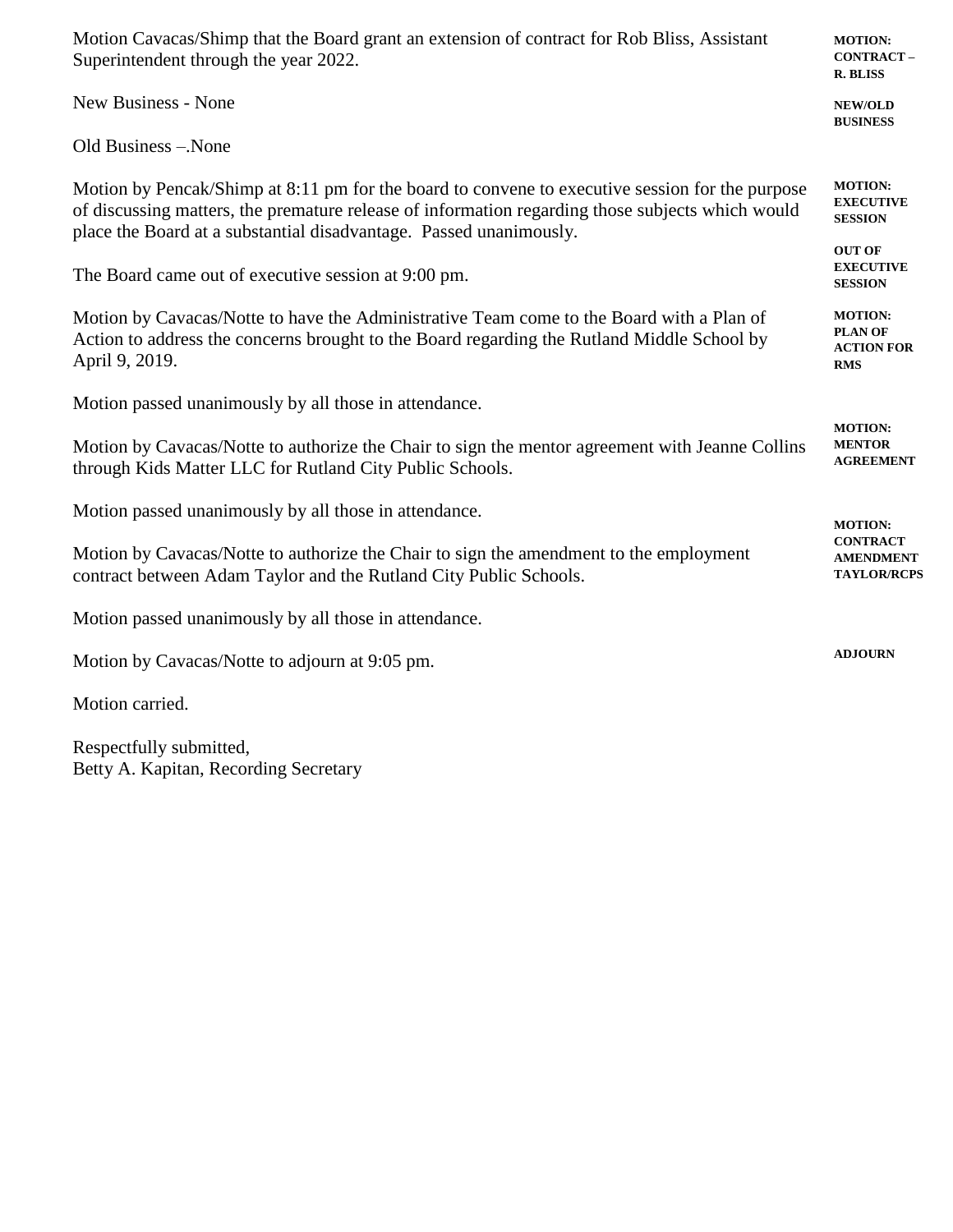Motion Cavacas/Shimp that the Board grant an extension of contract for Rob Bliss, Assistant Superintendent through the year 2022.

**MOTION: CONTRACT – R. BLISS**

New Business - None

**NEW/OLD BUSINESS**

Old Business –.None

Motion by Pencak/Shimp at 8:11 pm for the board to convene to executive session for the purpose of discussing matters, the premature release of information regarding those subjects which would place the Board at a substantial disadvantage. Passed unanimously.

**MOTION: EXECUTIVE SESSION**

The Board came out of executive session at 9:00 pm.

**OUT OF EXECUTIVE SESSION**

Motion by Cavacas/Notte to have the Administrative Team come to the Board with a Plan of Action to address the concerns brought to the Board regarding the Rutland Middle School by April 9, 2019.

**MOTION: PLAN OF ACTION FOR RMS**

Motion passed unanimously by all those in attendance.

Motion by Cavacas/Notte to authorize the Chair to sign the mentor agreement with Jeanne Collins through Kids Matter LLC for Rutland City Public Schools.

**MOTION: MENTOR AGREEMENT**

Motion passed unanimously by all those in attendance.

Motion by Cavacas/Notte to authorize the Chair to sign the amendment to the employment contract between Adam Taylor and the Rutland City Public Schools.

**MOTION: CONTRACT AMENDMENT TAYLOR/RCPS**

Motion passed unanimously by all those in attendance.

Motion by Cavacas/Notte to adjourn at 9:05 pm.

**ADJOURN**

Motion carried.

Respectfully submitted,
Betty A. Kapitan, Recording Secretary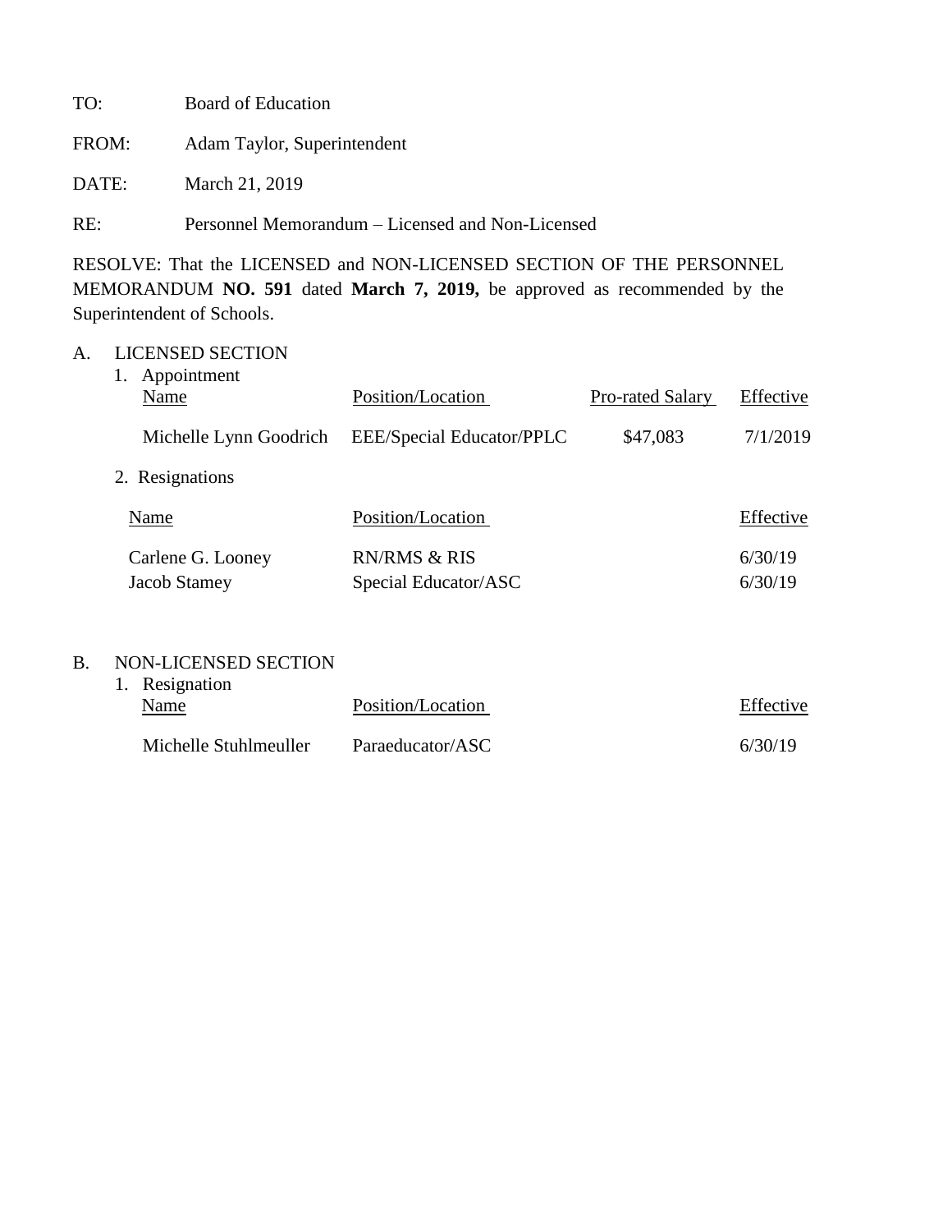TO: Board of Education

FROM: Adam Taylor, Superintendent

DATE: March 21, 2019

RE: Personnel Memorandum – Licensed and Non-Licensed

RESOLVE: That the LICENSED and NON-LICENSED SECTION OF THE PERSONNEL MEMORANDUM **NO. 591** dated **March 7, 2019,** be approved as recommended by the Superintendent of Schools.

A. LICENSED SECTION

1. Appointment

| Name | Position/Location | Pro-rated Salary | Effective |
|---|---|---|---|
| Michelle Lynn Goodrich | EEE/Special Educator/PPLC | $47,083 | 7/1/2019 |

2. Resignations

| Name | Position/Location | Effective |
|---|---|---|
| Carlene G. Looney | RN/RMS & RIS | 6/30/19 |
| Jacob Stamey | Special Educator/ASC | 6/30/19 |

B. NON-LICENSED SECTION

1. Resignation

| Name | Position/Location | Effective |
|---|---|---|
| Michelle Stuhlmeuller | Paraeducator/ASC | 6/30/19 |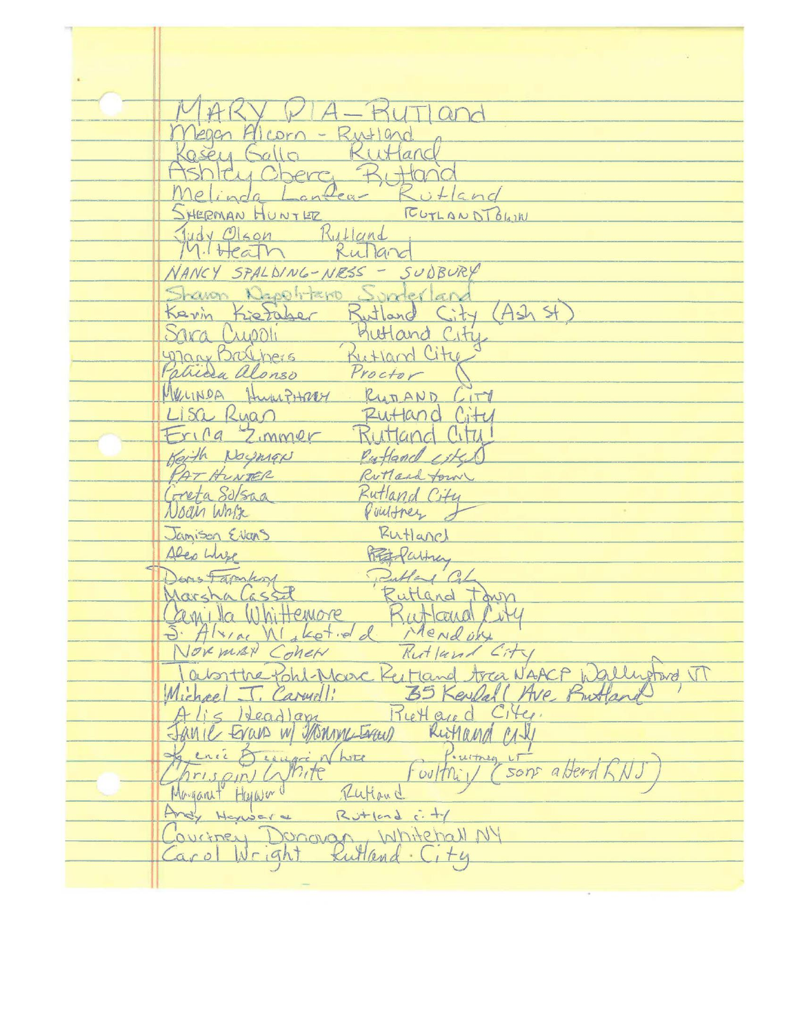MARY PIA – RUTland
Megan Alcorn - Rutland
Kasey Gallo Rutland
Ashley Oberg Rutland
Melinda Lanfear - Rutland
SHERMAN HUNTER RUTLAND TOWN
Judy Olson Rutland
M. Heath Rutland
NANCY SPALDING-NRSS - SUDBURY
Sharon Napolitano Sunderland
Kevin Kiefaber Rutland City (Ash St)
Sara Cupoli Rutland City
Mary Brothers Rutland City
Patricia Alonso Proctor
MELINDA HUMPHREY RUTLAND CITY
Lisa Ryan Rutland City
Erica Zimmer Rutland City!
Keith Noyanen Rutland city
PAT HUNTER Rutland town
Greta Solsaa Rutland City
Noah White Poultney
Jamison Evans Rutland
Alex White Poultney
Doris Farnham Rutland City
Marsha Cassel Rutland Town
Camilla Whittemore Rutland City
S. Alvin Wakefield Mendon
NORMAN COHEN Rutland City
Tabitha Pohl-Moore Rutland Area NAACP Wallingford, VT
Michael J. Carmoli 35 Kendall Ave Rutland
Alis Headlam Rutland City
Janie Evans w/ Tommy Evans Rutland City
Kenie Berger White Poultney VT
Chrispin White Poultney (son attend RNJ)
Margaret Hayward Rutland
Andy Hayward Rutland city
Courtney Donovan Whitehall NY
Carol Wright Rutland City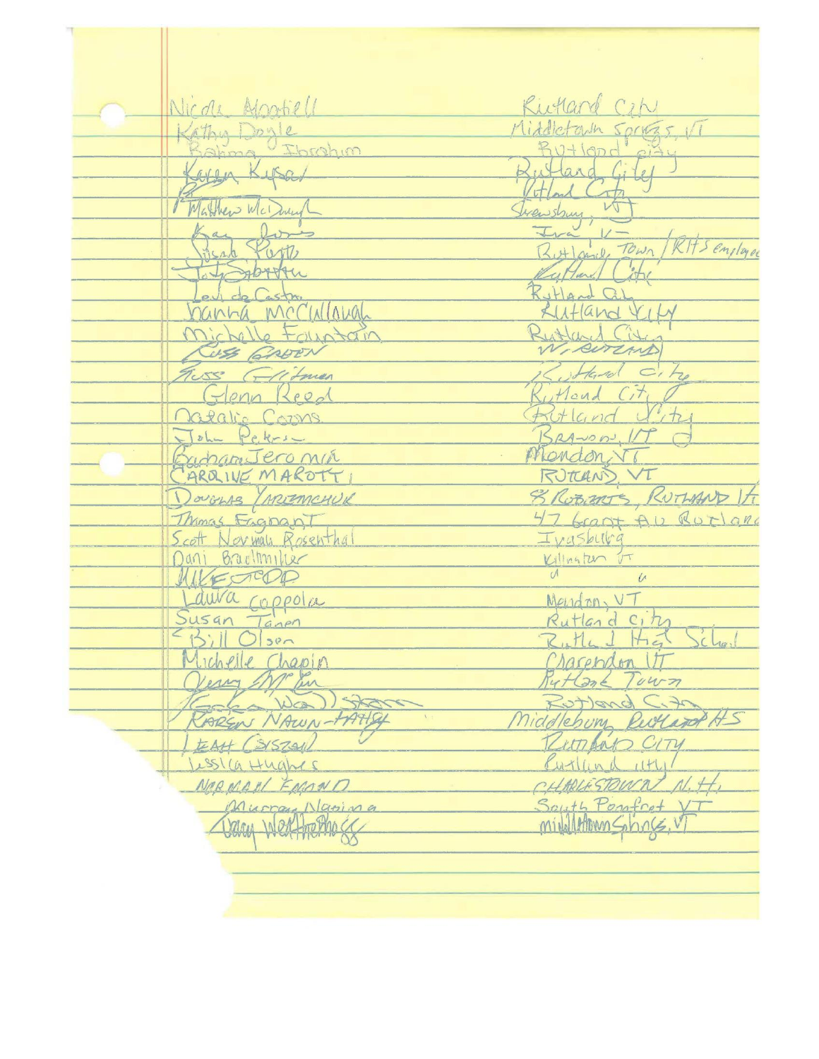| | |
|---|---|
| Nicole Montell | Rutland City |
| Kathy Doyle | Middletown Springs, VT |
| Rahma Ibrahim | Rutland City |
| Karen Kupsal | Rutland City |
| | Rutland City |
| Matthew McDonough | Shrewsbury, VT |
| Kay Jones | Ira, VT |
| Susan Pettis | Rutland Town / RHS employee |
| Judy Sobrotten | Rutland City |
| Lori de Castro | Rutland City |
| Joanna McCullough | Rutland City |
| Michelle Fountain | Rutland City |
| Russ Green | W. Rutland |
| Ross Gilman | Rutland City |
| Glenn Reed | Rutland City |
| Natalie Cozzens | Rutland City |
| John Peters | Brandon, VT |
| Barbara Jeromin | Mendon, VT |
| Caroline Marotti | Rutland, VT |
| Douglas Yaremchuk | 8 Roberts, Rutland VT |
| Thomas Fagnant | 47 Grant Av Rutland |
| Scott Norman Rosenthal | Ira sburg |
| Dani Bradmiller | Killington VT |
| Mike Todd | " " |
| Laura Coppola | Mendon, VT |
| Susan Tanen | Rutland City |
| Bill Olsen | Rutland High School |
| Michelle Chapin | Clarendon VT |
| Jerry McLean | Rutland Town |
| Erika Wolffsheim | Rutland City |
| Karen Nawn-Hatch | Middlebury, Rutland HS |
| Leah Cassel | Rutland City |
| Jessica Hughes | Rutland City |
| Norman Emond | Charlestown, N.H. |
| Murray Nagima | South Pomfret VT |
| Gary Weatherhogg | Middletown Springs, VT |